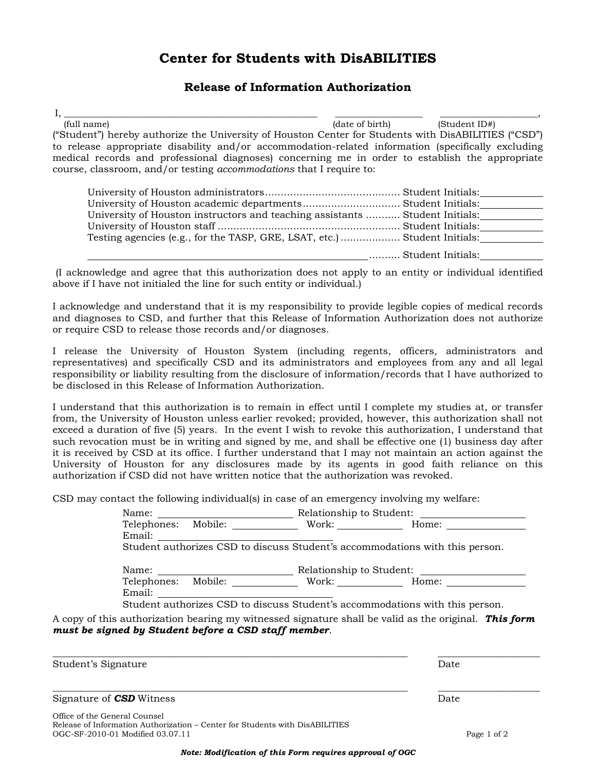# Center for Students with DisABILITIES

## Release of Information Authorization

I, ________________________________________ ________________ ________________,
(full name) (date of birth) (Student ID#)

("Student") hereby authorize the University of Houston Center for Students with DisABILITIES ("CSD") to release appropriate disability and/or accommodation-related information (specifically excluding medical records and professional diagnoses) concerning me in order to establish the appropriate course, classroom, and/or testing *accommodations* that I require to:

University of Houston administrators.......................................... Student Initials:__________
University of Houston academic departments............................... Student Initials:__________
University of Houston instructors and teaching assistants ........... Student Initials:__________
University of Houston staff ........................................................ Student Initials:__________
Testing agencies (e.g., for the TASP, GRE, LSAT, etc.) .................. Student Initials:__________
________________________________________ .......... Student Initials:__________

(I acknowledge and agree that this authorization does not apply to an entity or individual identified above if I have not initialed the line for such entity or individual.)

I acknowledge and understand that it is my responsibility to provide legible copies of medical records and diagnoses to CSD, and further that this Release of Information Authorization does not authorize or require CSD to release those records and/or diagnoses.

I release the University of Houston System (including regents, officers, administrators and representatives) and specifically CSD and its administrators and employees from any and all legal responsibility or liability resulting from the disclosure of information/records that I have authorized to be disclosed in this Release of Information Authorization.

I understand that this authorization is to remain in effect until I complete my studies at, or transfer from, the University of Houston unless earlier revoked; provided, however, this authorization shall not exceed a duration of five (5) years. In the event I wish to revoke this authorization, I understand that such revocation must be in writing and signed by me, and shall be effective one (1) business day after it is received by CSD at its office. I further understand that I may not maintain an action against the University of Houston for any disclosures made by its agents in good faith reliance on this authorization if CSD did not have written notice that the authorization was revoked.

CSD may contact the following individual(s) in case of an emergency involving my welfare:

Name: ____________________ Relationship to Student: ________________
Telephones: Mobile: __________ Work: __________ Home: ____________
Email: ____________________
Student authorizes CSD to discuss Student's accommodations with this person.

Name: ____________________ Relationship to Student: ________________
Telephones: Mobile: __________ Work: __________ Home: ____________
Email: ____________________
Student authorizes CSD to discuss Student's accommodations with this person.

A copy of this authorization bearing my witnessed signature shall be valid as the original. ***This form must be signed by Student before a CSD staff member***.

______________________________________________________ ________________
Student's Signature Date

______________________________________________________ ________________
Signature of ***CSD*** Witness Date

Office of the General Counsel
Release of Information Authorization – Center for Students with DisABILITIES
OGC-SF-2010-01 Modified 03.07.11

***Note: Modification of this Form requires approval of OGC***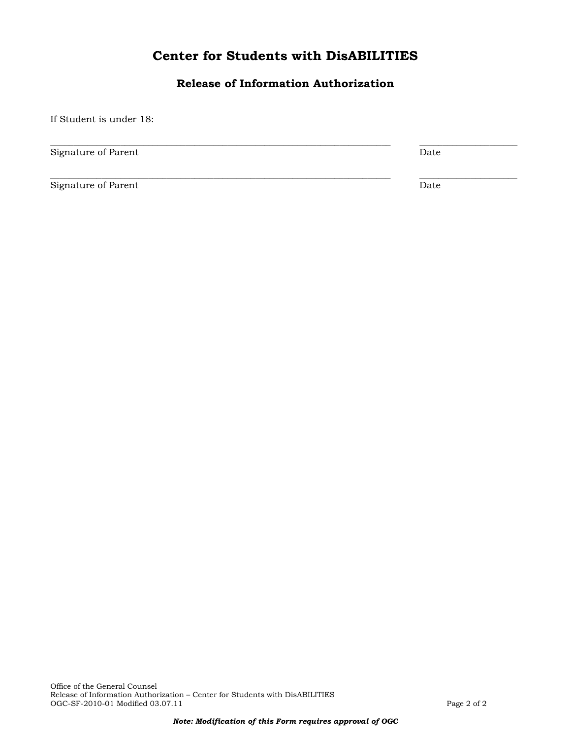# Center for Students with DisABILITIES

## Release of Information Authorization

If Student is under 18:

\_\_\_\_\_\_\_\_\_\_\_\_\_\_\_\_\_\_\_\_\_\_\_\_\_\_\_\_\_\_\_\_\_\_\_\_\_\_\_\_\_\_\_\_\_\_\_\_\_\_\_\_\_\_\_\_\_\_ \_\_\_\_\_\_\_\_\_\_\_\_\_\_\_\_\_\_\_
Signature of Parent Date

\_\_\_\_\_\_\_\_\_\_\_\_\_\_\_\_\_\_\_\_\_\_\_\_\_\_\_\_\_\_\_\_\_\_\_\_\_\_\_\_\_\_\_\_\_\_\_\_\_\_\_\_\_\_\_\_\_\_ \_\_\_\_\_\_\_\_\_\_\_\_\_\_\_\_\_\_\_
Signature of Parent Date

Office of the General Counsel
Release of Information Authorization – Center for Students with DisABILITIES
OGC-SF-2010-01 Modified 03.07.11

***Note: Modification of this Form requires approval of OGC***